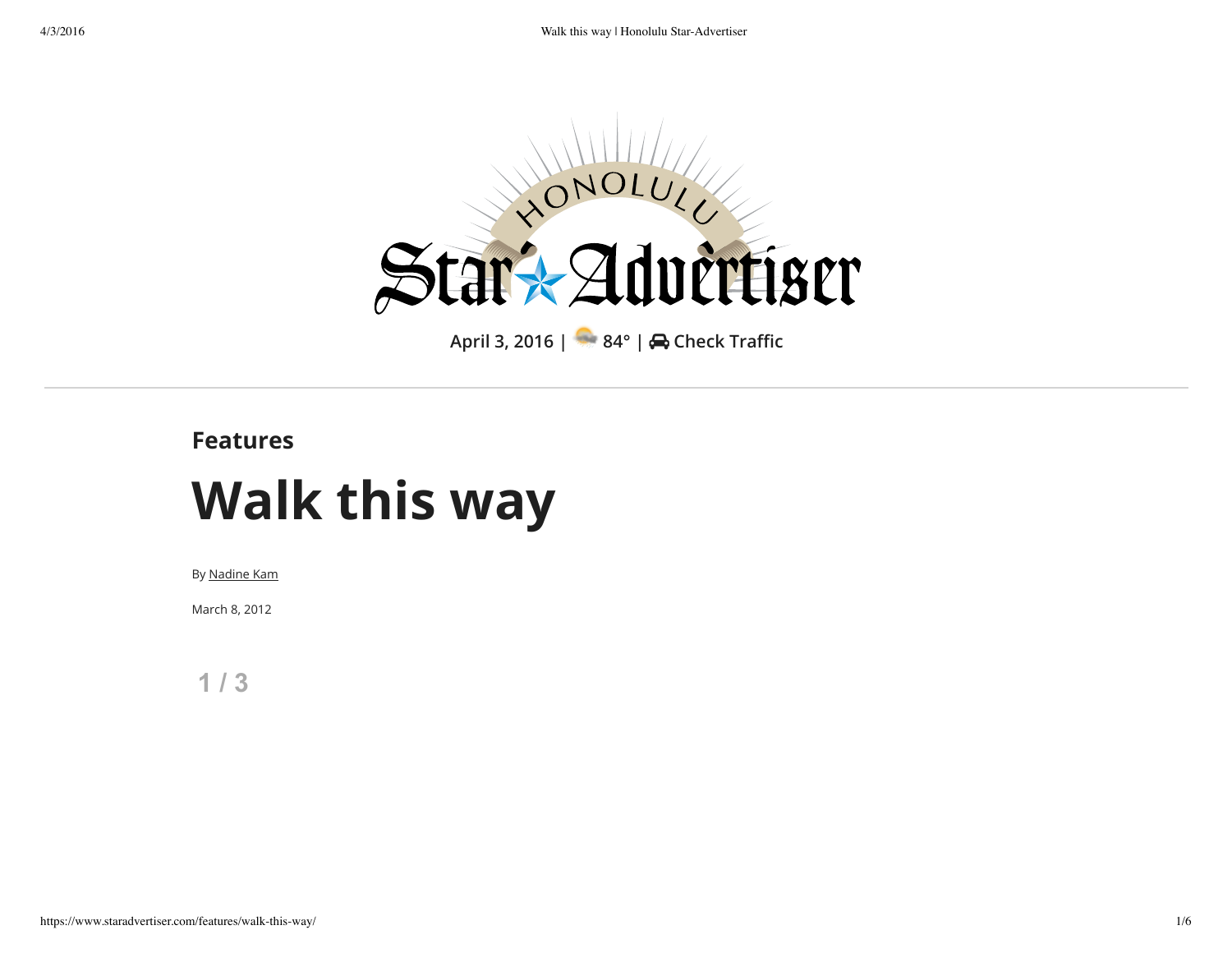April 3, 2016 | 84° | Check Traffic

Features

# Walk this way

By Nadine Kam

March 8, 2012

1 / 3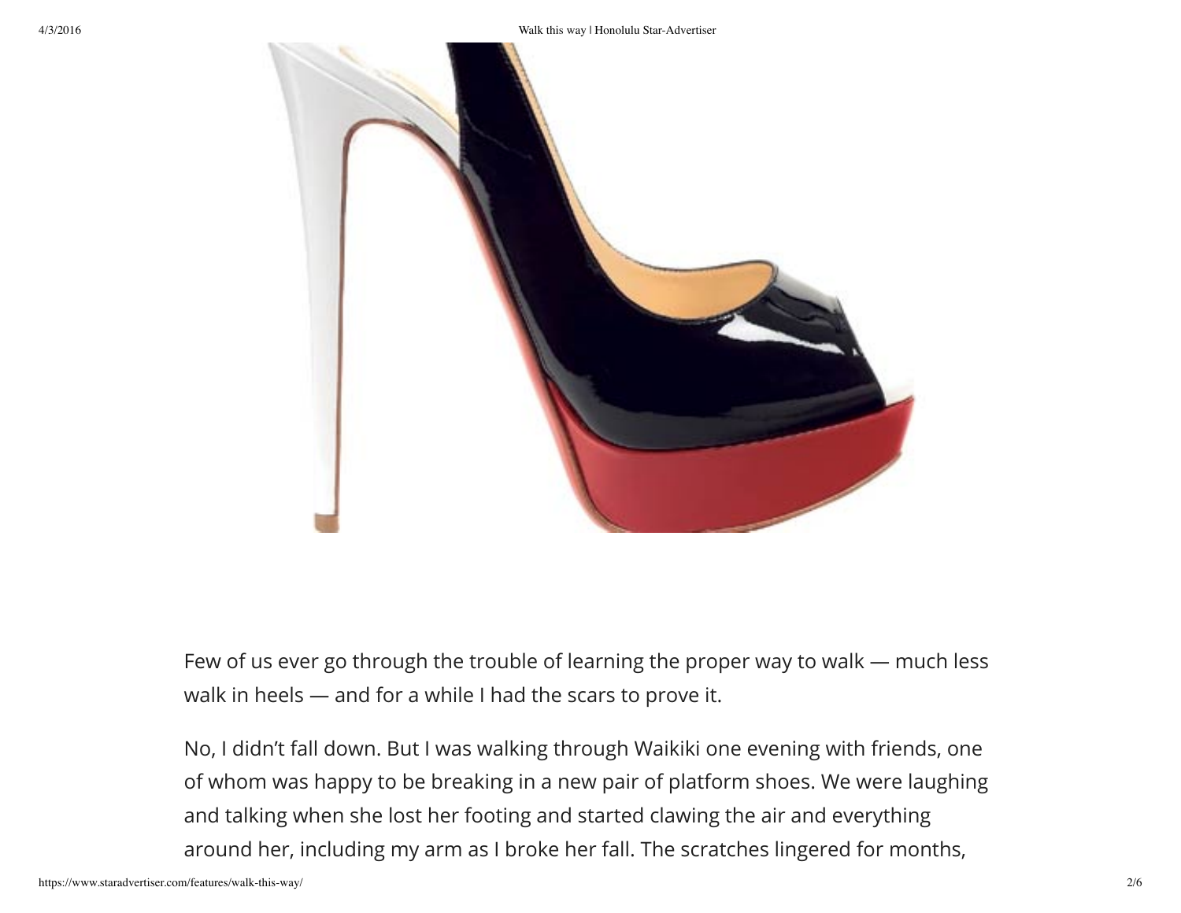Few of us ever go through the trouble of learning the proper way to walk — much less walk in heels — and for a while I had the scars to prove it.

No, I didn't fall down. But I was walking through Waikiki one evening with friends, one of whom was happy to be breaking in a new pair of platform shoes. We were laughing and talking when she lost her footing and started clawing the air and everything around her, including my arm as I broke her fall. The scratches lingered for months,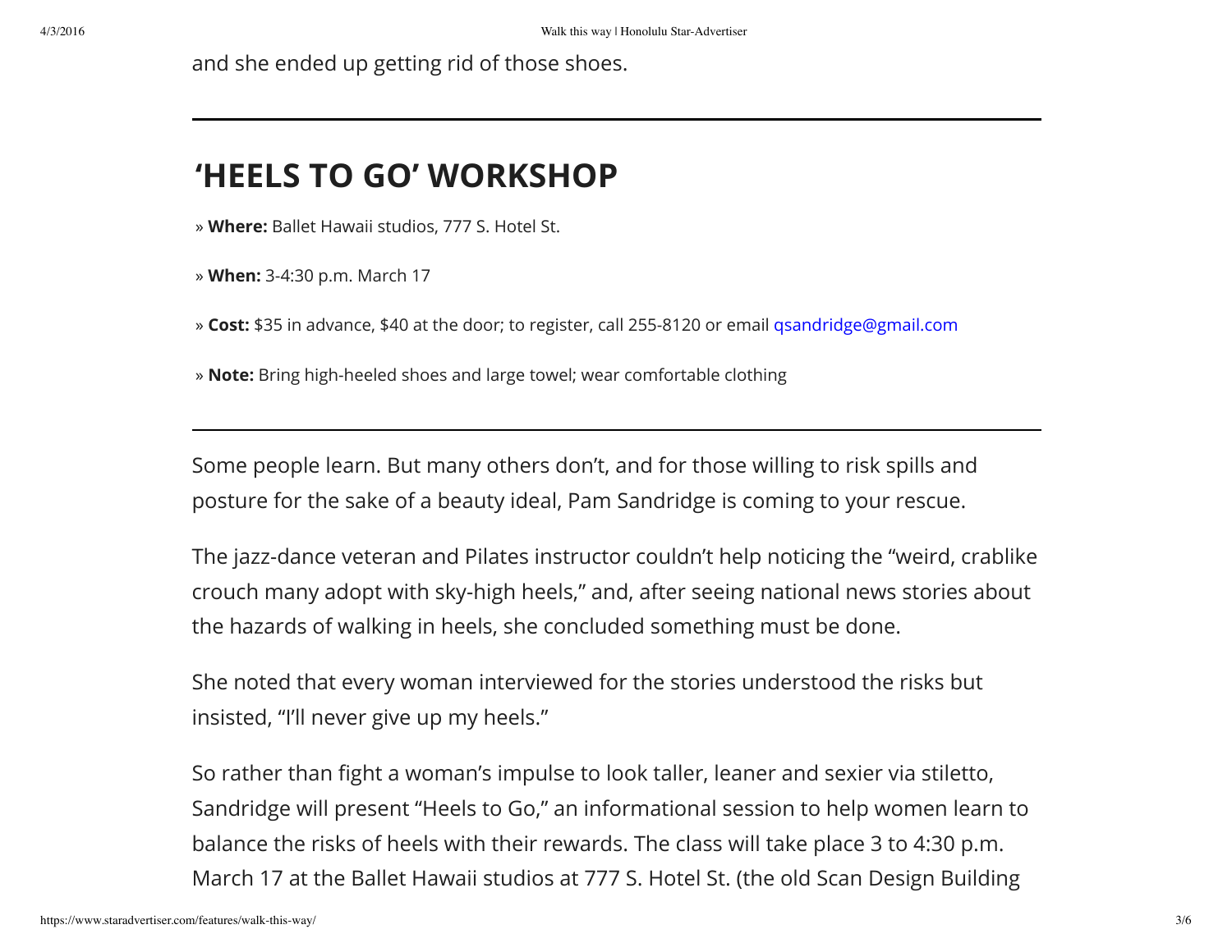and she ended up getting rid of those shoes.

---

## 'HEELS TO GO' WORKSHOP

» **Where:** Ballet Hawaii studios, 777 S. Hotel St.

» **When:** 3-4:30 p.m. March 17

» **Cost:** $35 in advance, $40 at the door; to register, call 255-8120 or email qsandridge@gmail.com

» **Note:** Bring high-heeled shoes and large towel; wear comfortable clothing

---

Some people learn. But many others don't, and for those willing to risk spills and posture for the sake of a beauty ideal, Pam Sandridge is coming to your rescue.

The jazz-dance veteran and Pilates instructor couldn't help noticing the "weird, crablike crouch many adopt with sky-high heels," and, after seeing national news stories about the hazards of walking in heels, she concluded something must be done.

She noted that every woman interviewed for the stories understood the risks but insisted, "I'll never give up my heels."

So rather than fight a woman's impulse to look taller, leaner and sexier via stiletto, Sandridge will present "Heels to Go," an informational session to help women learn to balance the risks of heels with their rewards. The class will take place 3 to 4:30 p.m. March 17 at the Ballet Hawaii studios at 777 S. Hotel St. (the old Scan Design Building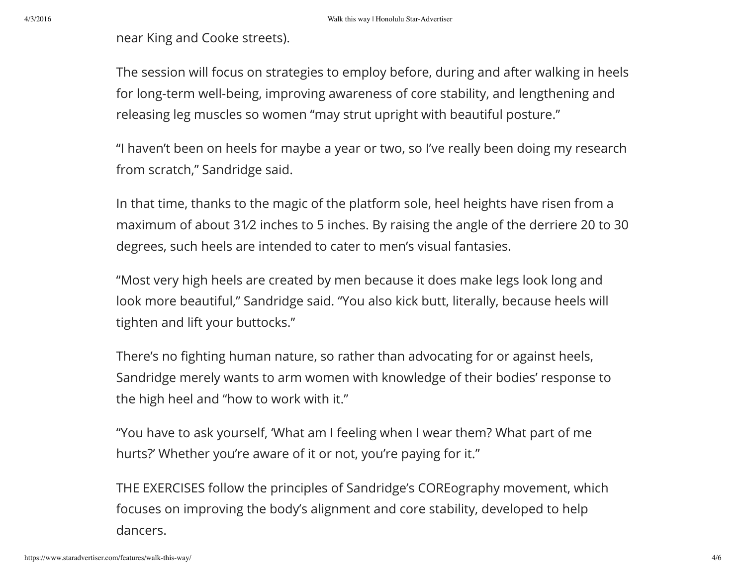near King and Cooke streets).

The session will focus on strategies to employ before, during and after walking in heels for long-term well-being, improving awareness of core stability, and lengthening and releasing leg muscles so women "may strut upright with beautiful posture."

"I haven't been on heels for maybe a year or two, so I've really been doing my research from scratch," Sandridge said.

In that time, thanks to the magic of the platform sole, heel heights have risen from a maximum of about 3½ inches to 5 inches. By raising the angle of the derriere 20 to 30 degrees, such heels are intended to cater to men's visual fantasies.

"Most very high heels are created by men because it does make legs look long and look more beautiful," Sandridge said. "You also kick butt, literally, because heels will tighten and lift your buttocks."

There's no fighting human nature, so rather than advocating for or against heels, Sandridge merely wants to arm women with knowledge of their bodies' response to the high heel and "how to work with it."

"You have to ask yourself, 'What am I feeling when I wear them? What part of me hurts?' Whether you're aware of it or not, you're paying for it."

THE EXERCISES follow the principles of Sandridge's COREography movement, which focuses on improving the body's alignment and core stability, developed to help dancers.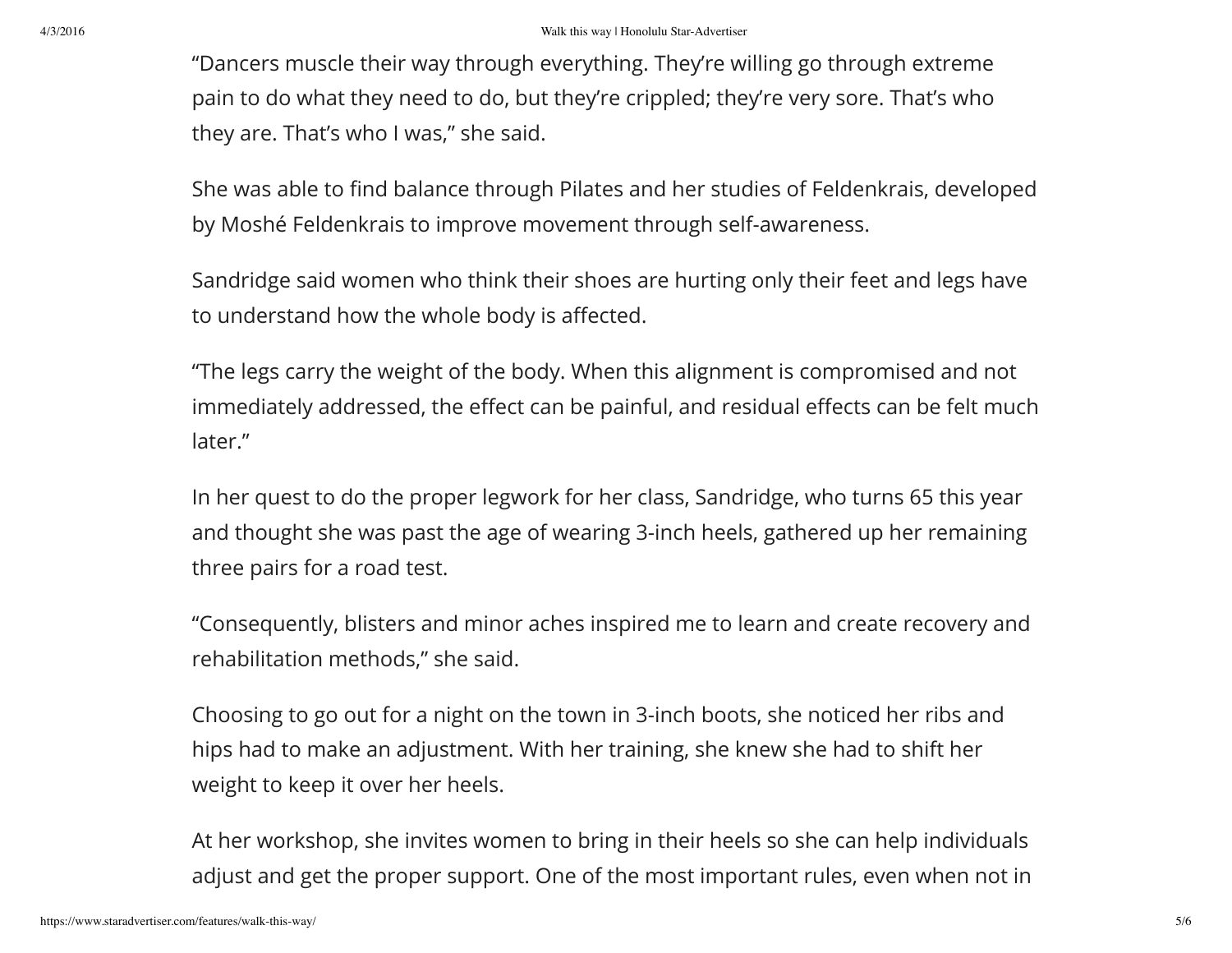"Dancers muscle their way through everything. They're willing go through extreme pain to do what they need to do, but they're crippled; they're very sore. That's who they are. That's who I was," she said.

She was able to find balance through Pilates and her studies of Feldenkrais, developed by Moshé Feldenkrais to improve movement through self-awareness.

Sandridge said women who think their shoes are hurting only their feet and legs have to understand how the whole body is affected.

"The legs carry the weight of the body. When this alignment is compromised and not immediately addressed, the effect can be painful, and residual effects can be felt much later."

In her quest to do the proper legwork for her class, Sandridge, who turns 65 this year and thought she was past the age of wearing 3-inch heels, gathered up her remaining three pairs for a road test.

"Consequently, blisters and minor aches inspired me to learn and create recovery and rehabilitation methods," she said.

Choosing to go out for a night on the town in 3-inch boots, she noticed her ribs and hips had to make an adjustment. With her training, she knew she had to shift her weight to keep it over her heels.

At her workshop, she invites women to bring in their heels so she can help individuals adjust and get the proper support. One of the most important rules, even when not in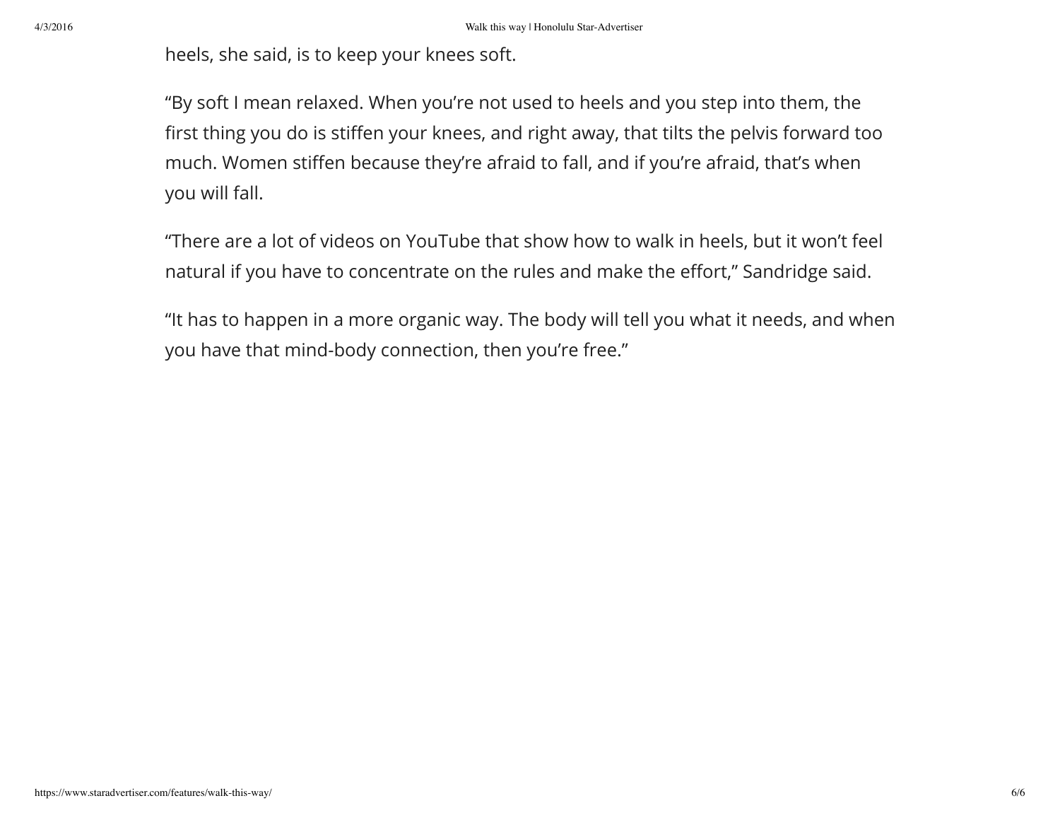heels, she said, is to keep your knees soft.

"By soft I mean relaxed. When you're not used to heels and you step into them, the first thing you do is stiffen your knees, and right away, that tilts the pelvis forward too much. Women stiffen because they're afraid to fall, and if you're afraid, that's when you will fall.

"There are a lot of videos on YouTube that show how to walk in heels, but it won't feel natural if you have to concentrate on the rules and make the effort," Sandridge said.

"It has to happen in a more organic way. The body will tell you what it needs, and when you have that mind-body connection, then you're free."